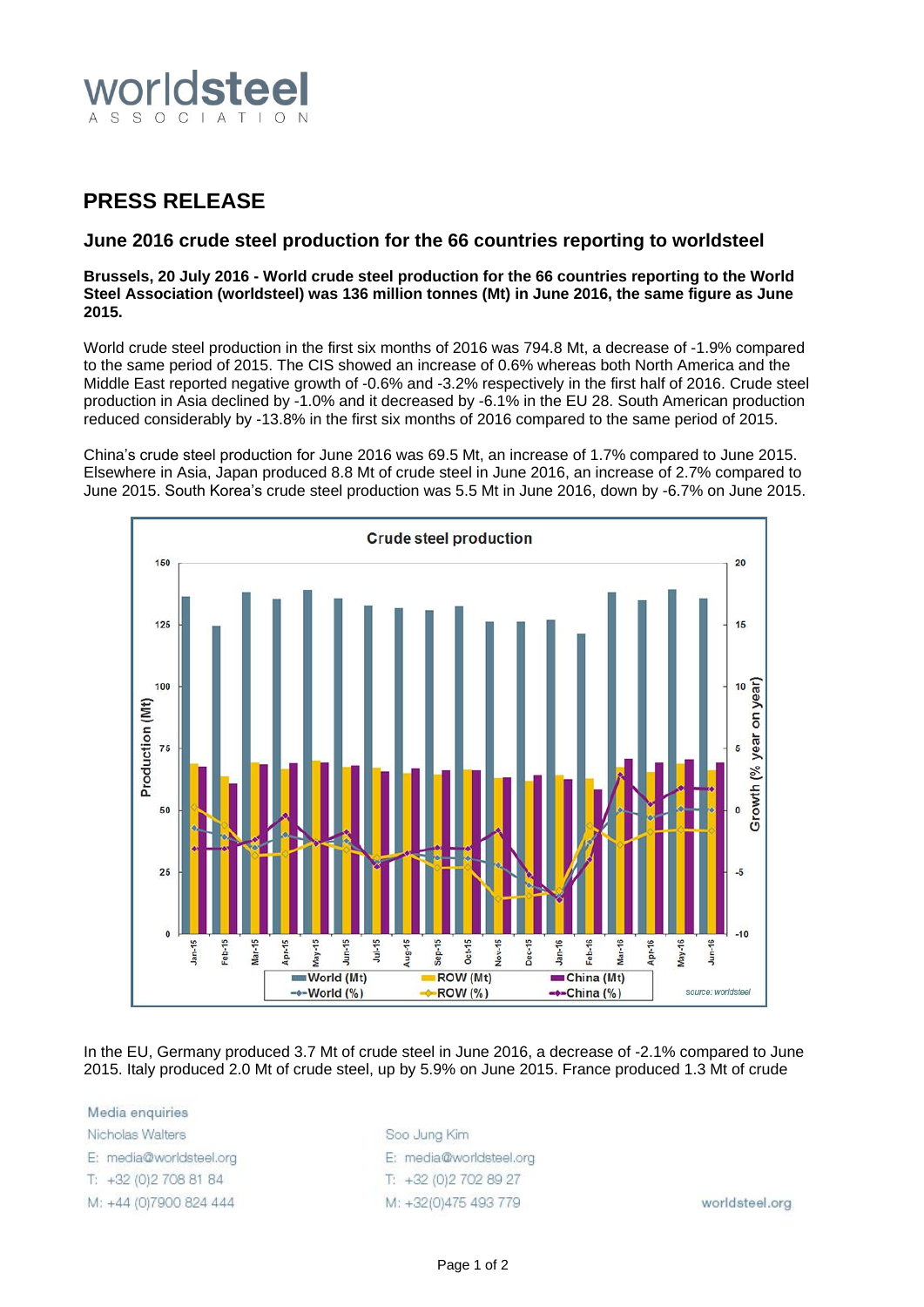# PRESS RELEASE

## June 2016 crude steel production for the 66 countries reporting to worldsteel

**Brussels, 20 July 2016 - World crude steel production for the 66 countries reporting to the World Steel Association (worldsteel) was 136 million tonnes (Mt) in June 2016, the same figure as June 2015.**

World crude steel production in the first six months of 2016 was 794.8 Mt, a decrease of -1.9% compared to the same period of 2015. The CIS showed an increase of 0.6% whereas both North America and the Middle East reported negative growth of -0.6% and -3.2% respectively in the first half of 2016. Crude steel production in Asia declined by -1.0% and it decreased by -6.1% in the EU 28. South American production reduced considerably by -13.8% in the first six months of 2016 compared to the same period of 2015.

China's crude steel production for June 2016 was 69.5 Mt, an increase of 1.7% compared to June 2015. Elsewhere in Asia, Japan produced 8.8 Mt of crude steel in June 2016, an increase of 2.7% compared to June 2015. South Korea's crude steel production was 5.5 Mt in June 2016, down by -6.7% on June 2015.

In the EU, Germany produced 3.7 Mt of crude steel in June 2016, a decrease of -2.1% compared to June 2015. Italy produced 2.0 Mt of crude steel, up by 5.9% on June 2015. France produced 1.3 Mt of crude

Media enquiries

Nicholas Walters
E: media@worldsteel.org
T: +32 (0)2 708 81 84
M: +44 (0)7900 824 444

Soo Jung Kim
E: media@worldsteel.org
T: +32 (0)2 702 89 27
M: +32(0)475 493 779

worldsteel.org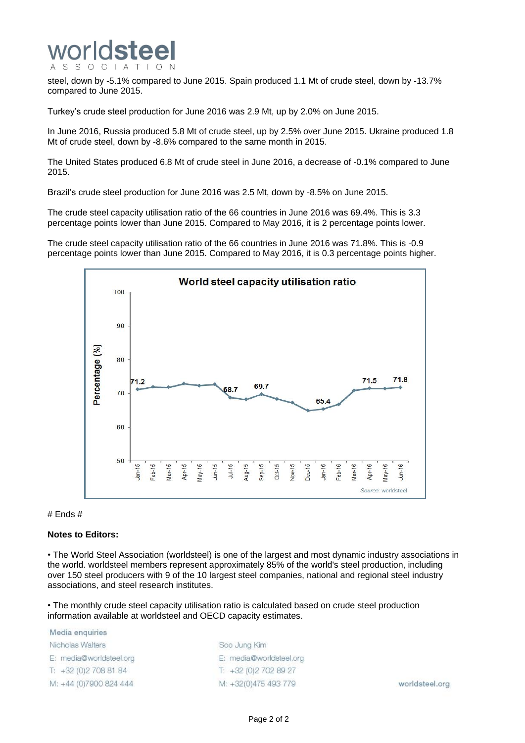steel, down by -5.1% compared to June 2015. Spain produced 1.1 Mt of crude steel, down by -13.7% compared to June 2015.

Turkey's crude steel production for June 2016 was 2.9 Mt, up by 2.0% on June 2015.

In June 2016, Russia produced 5.8 Mt of crude steel, up by 2.5% over June 2015. Ukraine produced 1.8 Mt of crude steel, down by -8.6% compared to the same month in 2015.

The United States produced 6.8 Mt of crude steel in June 2016, a decrease of -0.1% compared to June 2015.

Brazil's crude steel production for June 2016 was 2.5 Mt, down by -8.5% on June 2015.

The crude steel capacity utilisation ratio of the 66 countries in June 2016 was 69.4%. This is 3.3 percentage points lower than June 2015. Compared to May 2016, it is 2 percentage points lower.

The crude steel capacity utilisation ratio of the 66 countries in June 2016 was 71.8%. This is -0.9 percentage points lower than June 2015. Compared to May 2016, it is 0.3 percentage points higher.

World steel capacity utilisation ratio

Percentage (%)

100
90
80
70
60
50

71.2
68.7
69.7
65.4
71.5
71.8

Jan-15 Feb-15 Mar-15 Apr-15 May-15 Jun-15 Jul-15 Aug-15 Sep-15 Oct-15 Nov-15 Dec-15 Jan-16 Feb-16 Mar-16 Apr-16 May-16 Jun-16

*Source:* worldsteel

# Ends #

**Notes to Editors:**

• The World Steel Association (worldsteel) is one of the largest and most dynamic industry associations in the world. worldsteel members represent approximately 85% of the world's steel production, including over 150 steel producers with 9 of the 10 largest steel companies, national and regional steel industry associations, and steel research institutes.

• The monthly crude steel capacity utilisation ratio is calculated based on crude steel production information available at worldsteel and OECD capacity estimates.

Media enquiries

Nicholas Walters
E: media@worldsteel.org
T: +32 (0)2 708 81 84
M: +44 (0)7900 824 444

Soo Jung Kim
E: media@worldsteel.org
T: +32 (0)2 702 89 27
M: +32(0)475 493 779

worldsteel.org